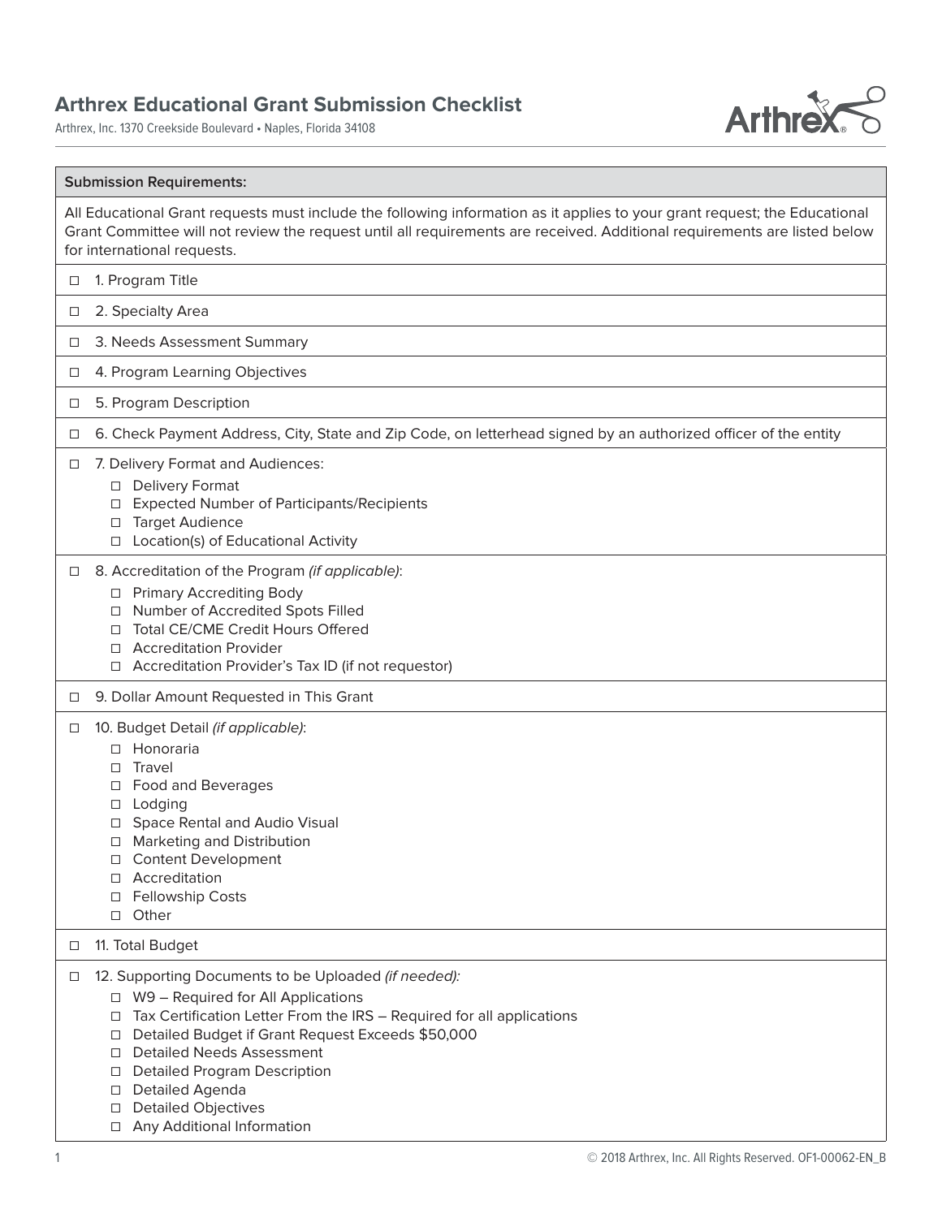# Arthrex Educational Grant Submission Checklist

Arthrex, Inc. 1370 Creekside Boulevard • Naples, Florida 34108

**Submission Requirements:**

All Educational Grant requests must include the following information as it applies to your grant request; the Educational Grant Committee will not review the request until all requirements are received. Additional requirements are listed below for international requests.

- ☐ 1. Program Title
- ☐ 2. Specialty Area
- ☐ 3. Needs Assessment Summary
- ☐ 4. Program Learning Objectives
- ☐ 5. Program Description
- ☐ 6. Check Payment Address, City, State and Zip Code, on letterhead signed by an authorized officer of the entity
- ☐ 7. Delivery Format and Audiences:
  - ☐ Delivery Format
  - ☐ Expected Number of Participants/Recipients
  - ☐ Target Audience
  - ☐ Location(s) of Educational Activity
- ☐ 8. Accreditation of the Program *(if applicable)*:
  - ☐ Primary Accrediting Body
  - ☐ Number of Accredited Spots Filled
  - ☐ Total CE/CME Credit Hours Offered
  - ☐ Accreditation Provider
  - ☐ Accreditation Provider's Tax ID (if not requestor)
- ☐ 9. Dollar Amount Requested in This Grant
- ☐ 10. Budget Detail *(if applicable)*:
  - ☐ Honoraria
  - ☐ Travel
  - ☐ Food and Beverages
  - ☐ Lodging
  - ☐ Space Rental and Audio Visual
  - ☐ Marketing and Distribution
  - ☐ Content Development
  - ☐ Accreditation
  - ☐ Fellowship Costs
  - ☐ Other
- ☐ 11. Total Budget
- ☐ 12. Supporting Documents to be Uploaded *(if needed):*
  - ☐ W9 – Required for All Applications
  - ☐ Tax Certification Letter From the IRS – Required for all applications
  - ☐ Detailed Budget if Grant Request Exceeds $50,000
  - ☐ Detailed Needs Assessment
  - ☐ Detailed Program Description
  - ☐ Detailed Agenda
  - ☐ Detailed Objectives
  - ☐ Any Additional Information

© 2018 Arthrex, Inc. All Rights Reserved. OF1-00062-EN_B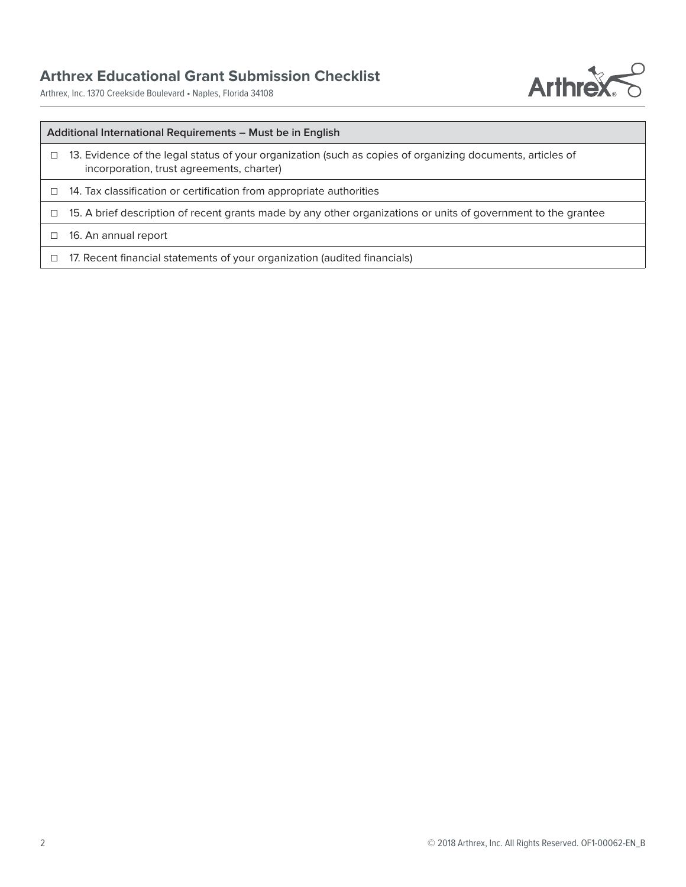| Additional International Requirements – Must be in English |
| --- |
| ☐ 13. Evidence of the legal status of your organization (such as copies of organizing documents, articles of incorporation, trust agreements, charter) |
| ☐ 14. Tax classification or certification from appropriate authorities |
| ☐ 15. A brief description of recent grants made by any other organizations or units of government to the grantee |
| ☐ 16. An annual report |
| ☐ 17. Recent financial statements of your organization (audited financials) |